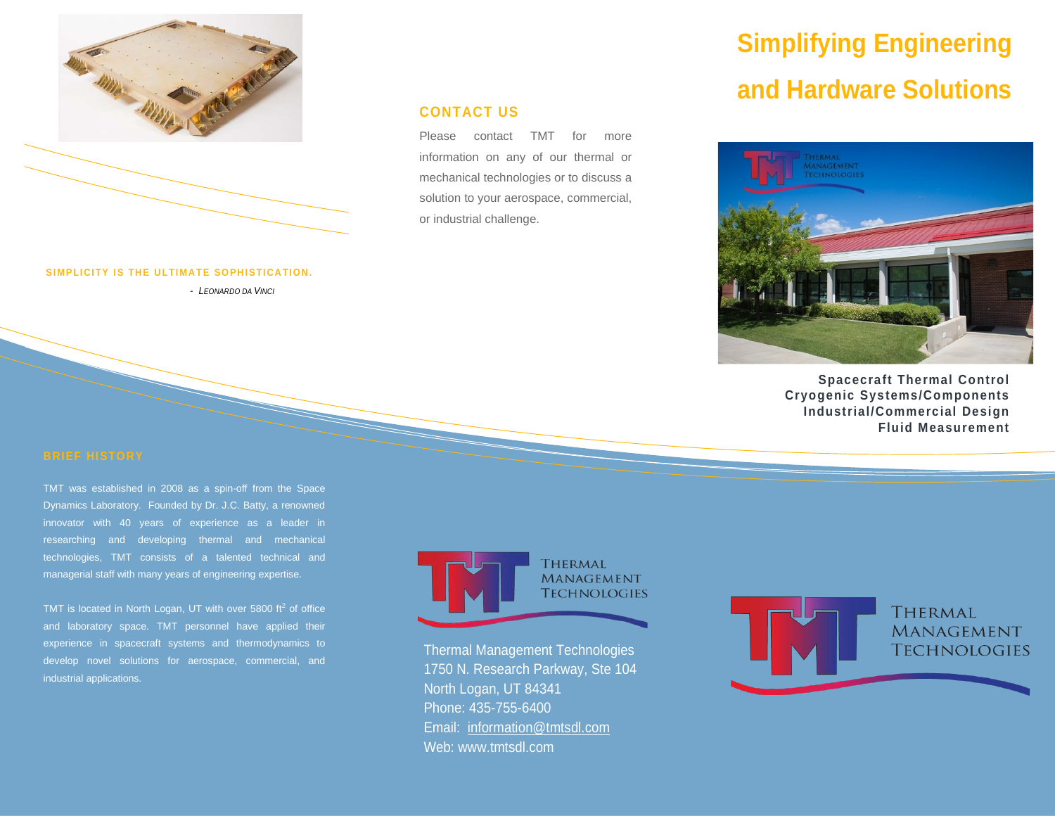# Simplifying Engineering and Hardware Solutions

**Spacecraft Thermal Control**
**Cryogenic Systems/Components**
**Industrial/Commercial Design**
**Fluid Measurement**

**SIMPLICITY IS THE ULTIMATE SOPHISTICATION.**

- *Leonardo da Vinci*

## CONTACT US

Please contact TMT for more information on any of our thermal or mechanical technologies or to discuss a solution to your aerospace, commercial, or industrial challenge.

## BRIEF HISTORY

TMT was established in 2008 as a spin-off from the Space Dynamics Laboratory. Founded by Dr. J.C. Batty, a renowned innovator with 40 years of experience as a leader in researching and developing thermal and mechanical technologies, TMT consists of a talented technical and managerial staff with many years of engineering expertise.

TMT is located in North Logan, UT with over 5800 $ft^2$ of office and laboratory space. TMT personnel have applied their experience in spacecraft systems and thermodynamics to develop novel solutions for aerospace, commercial, and industrial applications.

THERMAL MANAGEMENT TECHNOLOGIES

Thermal Management Technologies
1750 N. Research Parkway, Ste 104
North Logan, UT 84341
Phone: 435-755-6400
Email: information@tmtsdl.com
Web: www.tmtsdl.com

THERMAL MANAGEMENT TECHNOLOGIES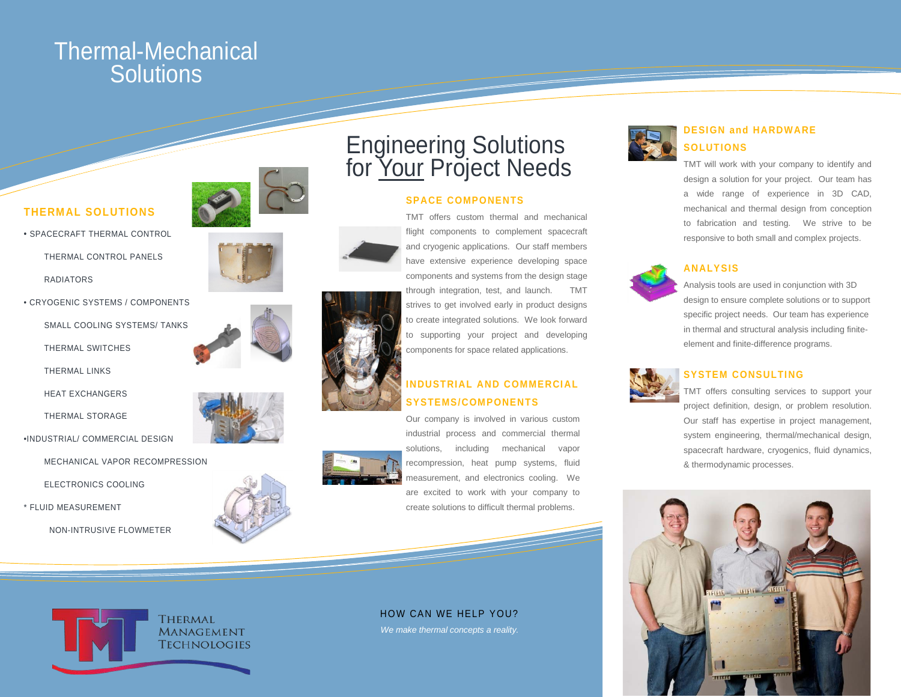# Thermal-Mechanical Solutions

## THERMAL SOLUTIONS

• SPACECRAFT THERMAL CONTROL

THERMAL CONTROL PANELS

RADIATORS

• CRYOGENIC SYSTEMS / COMPONENTS

SMALL COOLING SYSTEMS/ TANKS

THERMAL SWITCHES

THERMAL LINKS

HEAT EXCHANGERS

THERMAL STORAGE

•INDUSTRIAL/ COMMERCIAL DESIGN

MECHANICAL VAPOR RECOMPRESSION

ELECTRONICS COOLING

* FLUID MEASUREMENT

NON-INTRUSIVE FLOWMETER

# Engineering Solutions for Your Project Needs

## SPACE COMPONENTS

TMT offers custom thermal and mechanical flight components to complement spacecraft and cryogenic applications. Our staff members have extensive experience developing space components and systems from the design stage through integration, test, and launch. TMT strives to get involved early in product designs to create integrated solutions. We look forward to supporting your project and developing components for space related applications.

## INDUSTRIAL AND COMMERCIAL SYSTEMS/COMPONENTS

Our company is involved in various custom industrial process and commercial thermal solutions, including mechanical vapor recompression, heat pump systems, fluid measurement, and electronics cooling. We are excited to work with your company to create solutions to difficult thermal problems.

## DESIGN and HARDWARE SOLUTIONS

TMT will work with your company to identify and design a solution for your project. Our team has a wide range of experience in 3D CAD, mechanical and thermal design from conception to fabrication and testing. We strive to be responsive to both small and complex projects.

## ANALYSIS

Analysis tools are used in conjunction with 3D design to ensure complete solutions or to support specific project needs. Our team has experience in thermal and structural analysis including finite-element and finite-difference programs.

## SYSTEM CONSULTING

TMT offers consulting services to support your project definition, design, or problem resolution. Our staff has expertise in project management, system engineering, thermal/mechanical design, spacecraft hardware, cryogenics, fluid dynamics, & thermodynamic processes.

THERMAL MANAGEMENT TECHNOLOGIES

HOW CAN WE HELP YOU?

*We make thermal concepts a reality.*